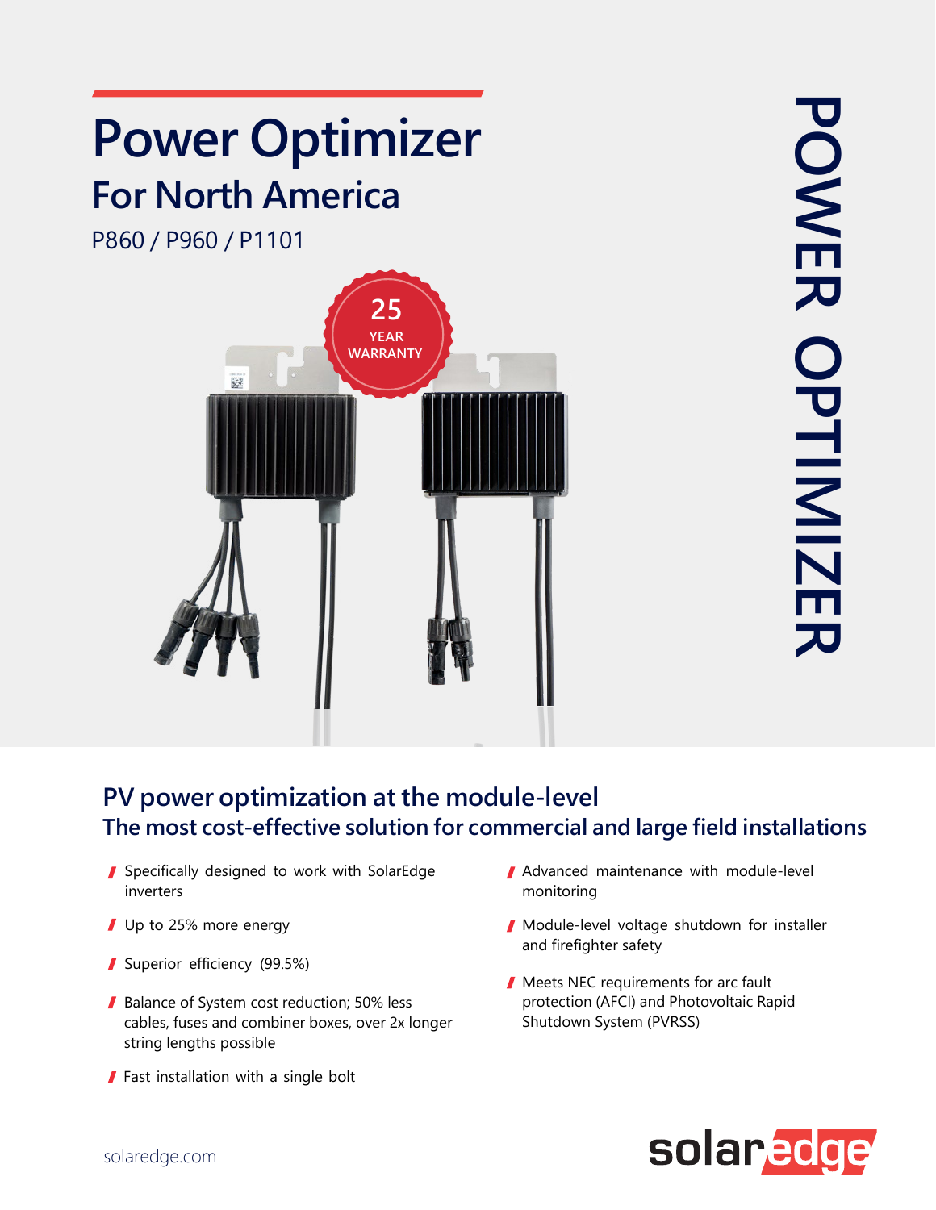# Power Optimizer

## For North America

P860 / P960 / P1101

25 YEAR WARRANTY

POWER OPTIMIZER

## PV power optimization at the module-level

### The most cost-effective solution for commercial and large field installations

- Specifically designed to work with SolarEdge inverters
- Up to 25% more energy
- Superior efficiency (99.5%)
- Balance of System cost reduction; 50% less cables, fuses and combiner boxes, over 2x longer string lengths possible
- Fast installation with a single bolt
- Advanced maintenance with module-level monitoring
- Module-level voltage shutdown for installer and firefighter safety
- Meets NEC requirements for arc fault protection (AFCI) and Photovoltaic Rapid Shutdown System (PVRSS)

solaredge.com

solaredge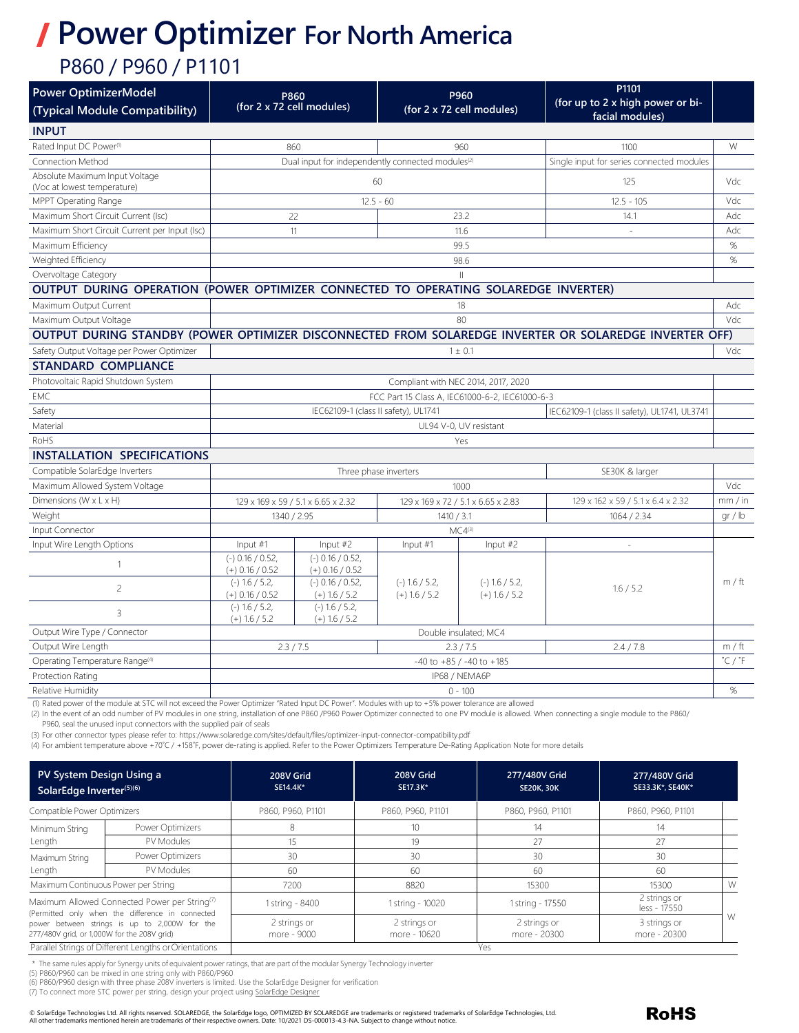# / Power Optimizer For North America

## P860 / P960 / P1101

| Power OptimizerModel (Typical Module Compatibility) | P860 (for 2 x 72 cell modules) | | P960 (for 2 x 72 cell modules) | | P1101 (for up to 2 x high power or bi-facial modules) | |
|---|---|---|---|---|---|---|
| **INPUT** | | | | | | |
| Rated Input DC Power[1] | 860 | | 960 | | 1100 | W |
| Connection Method | Dual input for independently connected modules[2] | | | | Single input for series connected modules | |
| Absolute Maximum Input Voltage (Voc at lowest temperature) | 60 | | | | 125 | Vdc |
| MPPT Operating Range | 12.5 - 60 | | | | 12.5 - 105 | Vdc |
| Maximum Short Circuit Current (Isc) | 22 | | 23.2 | | 14.1 | Adc |
| Maximum Short Circuit Current per Input (Isc) | 11 | | 11.6 | | - | Adc |
| Maximum Efficiency | 99.5 | | | | | % |
| Weighted Efficiency | 98.6 | | | | | % |
| Overvoltage Category | II | | | | | |
| **OUTPUT DURING OPERATION (POWER OPTIMIZER CONNECTED TO OPERATING SOLAREDGE INVERTER)** | | | | | | |
| Maximum Output Current | 18 | | | | | Adc |
| Maximum Output Voltage | 80 | | | | | Vdc |
| **OUTPUT DURING STANDBY (POWER OPTIMIZER DISCONNECTED FROM SOLAREDGE INVERTER OR SOLAREDGE INVERTER OFF)** | | | | | | |
| Safety Output Voltage per Power Optimizer | 1 ± 0.1 | | | | | Vdc |
| **STANDARD COMPLIANCE** | | | | | | |
| Photovoltaic Rapid Shutdown System | Compliant with NEC 2014, 2017, 2020 | | | | | |
| EMC | FCC Part 15 Class A, IEC61000-6-2, IEC61000-6-3 | | | | | |
| Safety | IEC62109-1 (class II safety), UL1741 | | | | IEC62109-1 (class II safety), UL1741, UL3741 | |
| Material | UL94 V-0, UV resistant | | | | | |
| RoHS | Yes | | | | | |
| **INSTALLATION SPECIFICATIONS** | | | | | | |
| Compatible SolarEdge Inverters | Three phase inverters | | | | SE30K & larger | |
| Maximum Allowed System Voltage | 1000 | | | | | Vdc |
| Dimensions (W x L x H) | 129 x 169 x 59 / 5.1 x 6.65 x 2.32 | | 129 x 169 x 72 / 5.1 x 6.65 x 2.83 | | 129 x 162 x 59 / 5.1 x 6.4 x 2.32 | mm / in |
| Weight | 1340 / 2.95 | | 1410 / 3.1 | | 1064 / 2.34 | gr / lb |
| Input Connector | MC4[3] | | | | | |
| Input Wire Length Options | Input #1 | Input #2 | Input #1 | Input #2 | - | m / ft |
| 1 | (-) 0.16 / 0.52, (+) 0.16 / 0.52 | (-) 0.16 / 0.52, (+) 0.16 / 0.52 | (-) 1.6 / 5.2, (+) 1.6 / 5.2 | (-) 1.6 / 5.2, (+) 1.6 / 5.2 | 1.6 / 5.2 | m / ft |
| 2 | (-) 1.6 / 5.2, (+) 0.16 / 0.52 | (-) 0.16 / 0.52, (+) 1.6 / 5.2 | | | | |
| 3 | (-) 1.6 / 5.2, (+) 1.6 / 5.2 | (-) 1.6 / 5.2, (+) 1.6 / 5.2 | | | | |
| Output Wire Type / Connector | Double insulated; MC4 | | | | | |
| Output Wire Length | 2.3 / 7.5 | | 2.3 / 7.5 | | 2.4 / 7.8 | m / ft |
| Operating Temperature Range[4] | -40 to +85 / -40 to +185 | | | | | ˚C / ˚F |
| Protection Rating | IP68 / NEMA6P | | | | | |
| Relative Humidity | 0 - 100 | | | | | % |

(1) Rated power of the module at STC will not exceed the Power Optimizer "Rated Input DC Power". Modules with up to +5% power tolerance are allowed
(2) In the event of an odd number of PV modules in one string, installation of one P860 /P960 Power Optimizer connected to one PV module is allowed. When connecting a single module to the P860/P960 seal the unused input connectors with the supplied pair of seals
(3) For other connector types please refer to: https://www.solaredge.com/sites/default/files/optimizer-input-connector-compatibility.pdf
(4) For ambient temperature above +70˚C / +158˚F, power de-rating is applied. Refer to the Power Optimizers Temperature De-Rating Application Note for more details

| PV System Design Using a SolarEdge Inverter[5][6] | | 208V Grid SE14.4K* | 208V Grid SE17.3K* | 277/480V Grid SE20K, 30K | 277/480V Grid SE33.3K*, SE40K* | |
|---|---|---|---|---|---|---|
| Compatible Power Optimizers | | P860, P960, P1101 | P860, P960, P1101 | P860, P960, P1101 | P860, P960, P1101 | |
| Minimum String Length | Power Optimizers | 8 | 10 | 14 | 14 | |
| | PV Modules | 15 | 19 | 27 | 27 | |
| Maximum String Length | Power Optimizers | 30 | 30 | 30 | 30 | |
| | PV Modules | 60 | 60 | 60 | 60 | |
| Maximum Continuous Power per String | | 7200 | 8820 | 15300 | 15300 | W |
| Maximum Allowed Connected Power per String[7] (Permitted only when the difference in connected power between strings is up to 2,000W for the 277/480V grid, or 1,000W for the 208V grid) | | 1 string - 8400 | 1 string - 10020 | 1 string - 17550 | 2 strings or less - 17550 | W |
| | | 2 strings or more - 9000 | 2 strings or more - 10620 | 2 strings or more - 20300 | 3 strings or more - 20300 | W |
| Parallel Strings of Different Lengths or Orientations | | Yes | | | | |

\* The same rules apply for Synergy units of equivalent power ratings, that are part of the modular Synergy Technology inverter
(5) P860/P960 can be mixed in one string only with P860/P960
(6) P860/P960 design with three phase 208V inverters is limited. Use the SolarEdge Designer for verification
(7) To connect more STC power per string, design your project using SolarEdge Designer

© SolarEdge Technologies Ltd. All rights reserved. SOLAREDGE, the SolarEdge logo, OPTIMIZED BY SOLAREDGE are trademarks or registered trademarks of SolarEdge Technologies, Ltd. All other trademarks mentioned herein are trademarks of their respective owners. Date: 10/2021 DS-000013-4.3-NA. Subject to change without notice.

RoHS